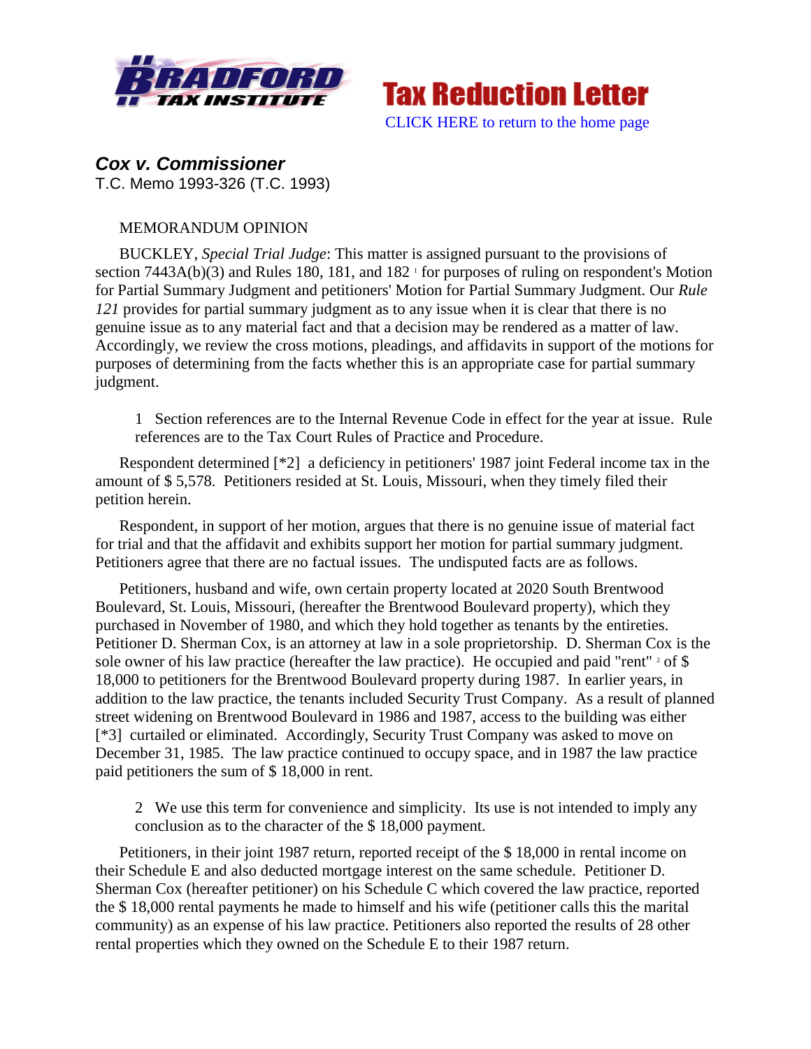**Tax Reduction Letter**

CLICK HERE to return to the home page

## *Cox v. Commissioner*

T.C. Memo 1993-326 (T.C. 1993)

MEMORANDUM OPINION

BUCKLEY, *Special Trial Judge*: This matter is assigned pursuant to the provisions of section 7443A(b)(3) and Rules 180, 181, and 182 [1] for purposes of ruling on respondent's Motion for Partial Summary Judgment and petitioners' Motion for Partial Summary Judgment. Our *Rule 121* provides for partial summary judgment as to any issue when it is clear that there is no genuine issue as to any material fact and that a decision may be rendered as a matter of law. Accordingly, we review the cross motions, pleadings, and affidavits in support of the motions for purposes of determining from the facts whether this is an appropriate case for partial summary judgment.

> 1 Section references are to the Internal Revenue Code in effect for the year at issue. Rule references are to the Tax Court Rules of Practice and Procedure.

Respondent determined [*2] a deficiency in petitioners' 1987 joint Federal income tax in the amount of $ 5,578. Petitioners resided at St. Louis, Missouri, when they timely filed their petition herein.

Respondent, in support of her motion, argues that there is no genuine issue of material fact for trial and that the affidavit and exhibits support her motion for partial summary judgment. Petitioners agree that there are no factual issues. The undisputed facts are as follows.

Petitioners, husband and wife, own certain property located at 2020 South Brentwood Boulevard, St. Louis, Missouri, (hereafter the Brentwood Boulevard property), which they purchased in November of 1980, and which they hold together as tenants by the entireties. Petitioner D. Sherman Cox, is an attorney at law in a sole proprietorship. D. Sherman Cox is the sole owner of his law practice (hereafter the law practice). He occupied and paid "rent" [2] of $ 18,000 to petitioners for the Brentwood Boulevard property during 1987. In earlier years, in addition to the law practice, the tenants included Security Trust Company. As a result of planned street widening on Brentwood Boulevard in 1986 and 1987, access to the building was either [*3] curtailed or eliminated. Accordingly, Security Trust Company was asked to move on December 31, 1985. The law practice continued to occupy space, and in 1987 the law practice paid petitioners the sum of $ 18,000 in rent.

> 2 We use this term for convenience and simplicity. Its use is not intended to imply any conclusion as to the character of the $ 18,000 payment.

Petitioners, in their joint 1987 return, reported receipt of the $ 18,000 in rental income on their Schedule E and also deducted mortgage interest on the same schedule. Petitioner D. Sherman Cox (hereafter petitioner) on his Schedule C which covered the law practice, reported the $ 18,000 rental payments he made to himself and his wife (petitioner calls this the marital community) as an expense of his law practice. Petitioners also reported the results of 28 other rental properties which they owned on the Schedule E to their 1987 return.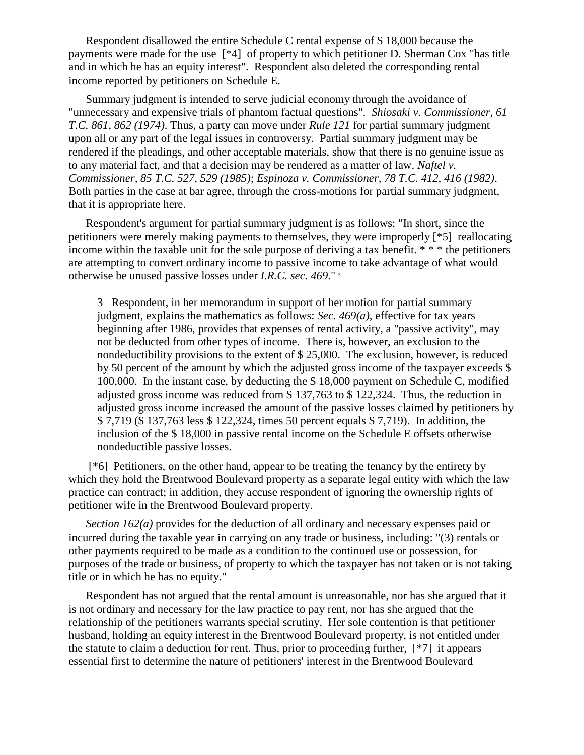Respondent disallowed the entire Schedule C rental expense of $ 18,000 because the payments were made for the use [*4] of property to which petitioner D. Sherman Cox "has title and in which he has an equity interest". Respondent also deleted the corresponding rental income reported by petitioners on Schedule E.

Summary judgment is intended to serve judicial economy through the avoidance of "unnecessary and expensive trials of phantom factual questions". *Shiosaki v. Commissioner, 61 T.C. 861, 862 (1974)*. Thus, a party can move under *Rule 121* for partial summary judgment upon all or any part of the legal issues in controversy. Partial summary judgment may be rendered if the pleadings, and other acceptable materials, show that there is no genuine issue as to any material fact, and that a decision may be rendered as a matter of law. *Naftel v. Commissioner, 85 T.C. 527, 529 (1985)*; *Espinoza v. Commissioner, 78 T.C. 412, 416 (1982)*. Both parties in the case at bar agree, through the cross-motions for partial summary judgment, that it is appropriate here.

Respondent's argument for partial summary judgment is as follows: "In short, since the petitioners were merely making payments to themselves, they were improperly [*5] reallocating income within the taxable unit for the sole purpose of deriving a tax benefit. * * * the petitioners are attempting to convert ordinary income to passive income to take advantage of what would otherwise be unused passive losses under *I.R.C. sec. 469*." [3]

> 3 Respondent, in her memorandum in support of her motion for partial summary judgment, explains the mathematics as follows: *Sec. 469(a)*, effective for tax years beginning after 1986, provides that expenses of rental activity, a "passive activity", may not be deducted from other types of income. There is, however, an exclusion to the nondeductibility provisions to the extent of $ 25,000. The exclusion, however, is reduced by 50 percent of the amount by which the adjusted gross income of the taxpayer exceeds $ 100,000. In the instant case, by deducting the $ 18,000 payment on Schedule C, modified adjusted gross income was reduced from $ 137,763 to $ 122,324. Thus, the reduction in adjusted gross income increased the amount of the passive losses claimed by petitioners by $ 7,719 ($ 137,763 less $ 122,324, times 50 percent equals $ 7,719). In addition, the inclusion of the $ 18,000 in passive rental income on the Schedule E offsets otherwise nondeductible passive losses.

[*6] Petitioners, on the other hand, appear to be treating the tenancy by the entirety by which they hold the Brentwood Boulevard property as a separate legal entity with which the law practice can contract; in addition, they accuse respondent of ignoring the ownership rights of petitioner wife in the Brentwood Boulevard property.

*Section 162(a)* provides for the deduction of all ordinary and necessary expenses paid or incurred during the taxable year in carrying on any trade or business, including: "(3) rentals or other payments required to be made as a condition to the continued use or possession, for purposes of the trade or business, of property to which the taxpayer has not taken or is not taking title or in which he has no equity."

Respondent has not argued that the rental amount is unreasonable, nor has she argued that it is not ordinary and necessary for the law practice to pay rent, nor has she argued that the relationship of the petitioners warrants special scrutiny. Her sole contention is that petitioner husband, holding an equity interest in the Brentwood Boulevard property, is not entitled under the statute to claim a deduction for rent. Thus, prior to proceeding further, [*7] it appears essential first to determine the nature of petitioners' interest in the Brentwood Boulevard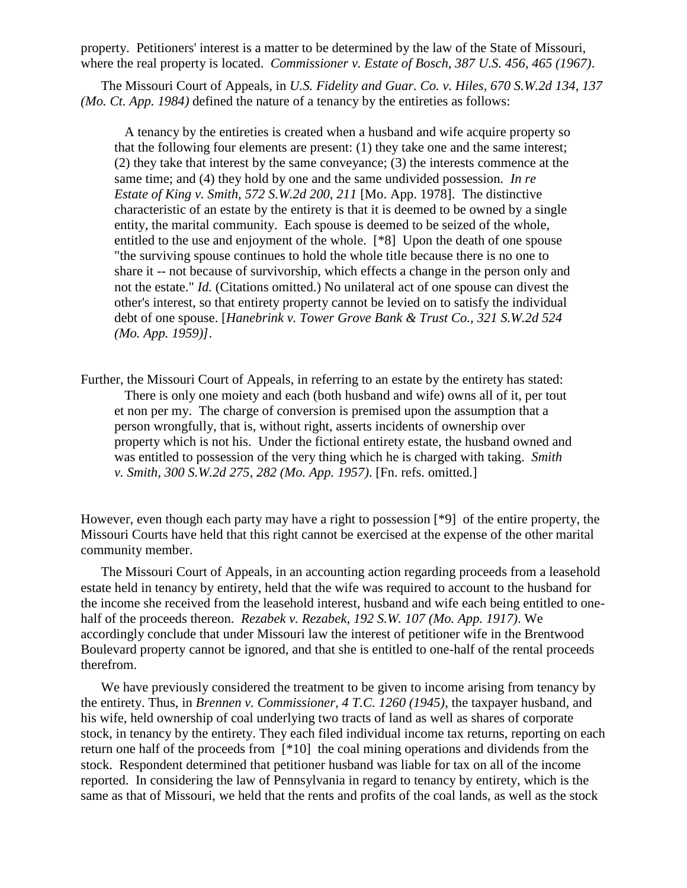property. Petitioners' interest is a matter to be determined by the law of the State of Missouri, where the real property is located. *Commissioner v. Estate of Bosch, 387 U.S. 456, 465 (1967)*.

The Missouri Court of Appeals, in *U.S. Fidelity and Guar. Co. v. Hiles, 670 S.W.2d 134, 137 (Mo. Ct. App. 1984)* defined the nature of a tenancy by the entireties as follows:

> A tenancy by the entireties is created when a husband and wife acquire property so that the following four elements are present: (1) they take one and the same interest; (2) they take that interest by the same conveyance; (3) the interests commence at the same time; and (4) they hold by one and the same undivided possession. *In re Estate of King v. Smith, 572 S.W.2d 200, 211* [Mo. App. 1978]. The distinctive characteristic of an estate by the entirety is that it is deemed to be owned by a single entity, the marital community. Each spouse is deemed to be seized of the whole, entitled to the use and enjoyment of the whole. [*8] Upon the death of one spouse "the surviving spouse continues to hold the whole title because there is no one to share it -- not because of survivorship, which effects a change in the person only and not the estate." *Id.* (Citations omitted.) No unilateral act of one spouse can divest the other's interest, so that entirety property cannot be levied on to satisfy the individual debt of one spouse. [*Hanebrink v. Tower Grove Bank & Trust Co., 321 S.W.2d 524 (Mo. App. 1959)]*.

Further, the Missouri Court of Appeals, in referring to an estate by the entirety has stated:

> There is only one moiety and each (both husband and wife) owns all of it, per tout et non per my. The charge of conversion is premised upon the assumption that a person wrongfully, that is, without right, asserts incidents of ownership over property which is not his. Under the fictional entirety estate, the husband owned and was entitled to possession of the very thing which he is charged with taking. *Smith v. Smith, 300 S.W.2d 275, 282 (Mo. App. 1957)*. [Fn. refs. omitted.]

However, even though each party may have a right to possession [*9] of the entire property, the Missouri Courts have held that this right cannot be exercised at the expense of the other marital community member.

The Missouri Court of Appeals, in an accounting action regarding proceeds from a leasehold estate held in tenancy by entirety, held that the wife was required to account to the husband for the income she received from the leasehold interest, husband and wife each being entitled to one-half of the proceeds thereon. *Rezabek v. Rezabek, 192 S.W. 107 (Mo. App. 1917)*. We accordingly conclude that under Missouri law the interest of petitioner wife in the Brentwood Boulevard property cannot be ignored, and that she is entitled to one-half of the rental proceeds therefrom.

We have previously considered the treatment to be given to income arising from tenancy by the entirety. Thus, in *Brennen v. Commissioner, 4 T.C. 1260 (1945)*, the taxpayer husband, and his wife, held ownership of coal underlying two tracts of land as well as shares of corporate stock, in tenancy by the entirety. They each filed individual income tax returns, reporting on each return one half of the proceeds from [*10] the coal mining operations and dividends from the stock. Respondent determined that petitioner husband was liable for tax on all of the income reported. In considering the law of Pennsylvania in regard to tenancy by entirety, which is the same as that of Missouri, we held that the rents and profits of the coal lands, as well as the stock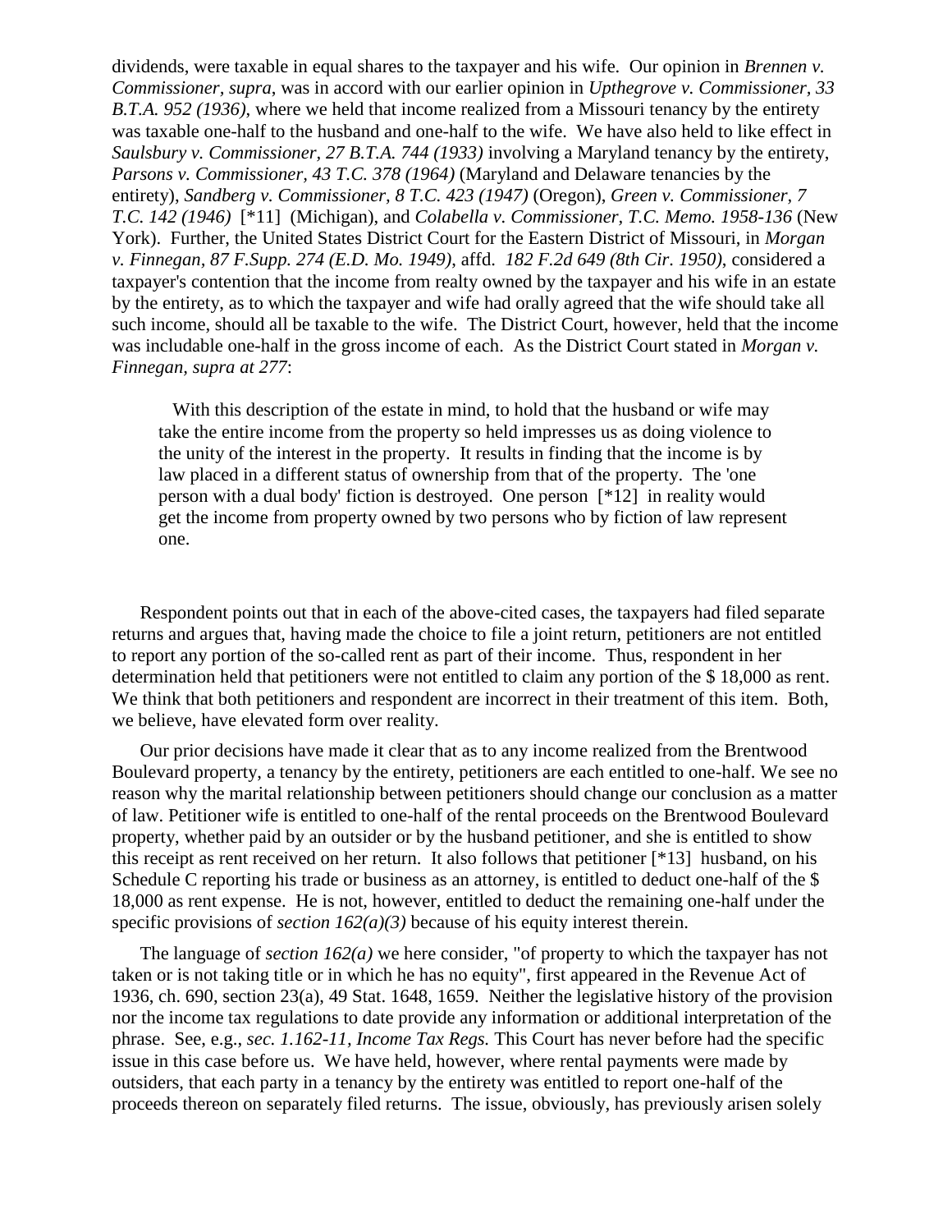dividends, were taxable in equal shares to the taxpayer and his wife. Our opinion in *Brennen v. Commissioner, supra*, was in accord with our earlier opinion in *Upthegrove v. Commissioner, 33 B.T.A. 952 (1936),* where we held that income realized from a Missouri tenancy by the entirety was taxable one-half to the husband and one-half to the wife. We have also held to like effect in *Saulsbury v. Commissioner, 27 B.T.A. 744 (1933)* involving a Maryland tenancy by the entirety, *Parsons v. Commissioner, 43 T.C. 378 (1964)* (Maryland and Delaware tenancies by the entirety), *Sandberg v. Commissioner, 8 T.C. 423 (1947)* (Oregon), *Green v. Commissioner, 7 T.C. 142 (1946)* [*11] (Michigan), and *Colabella v. Commissioner, T.C. Memo. 1958-136* (New York). Further, the United States District Court for the Eastern District of Missouri, in *Morgan v. Finnegan, 87 F.Supp. 274 (E.D. Mo. 1949),* affd. *182 F.2d 649 (8th Cir. 1950),* considered a taxpayer's contention that the income from realty owned by the taxpayer and his wife in an estate by the entirety, as to which the taxpayer and wife had orally agreed that the wife should take all such income, should all be taxable to the wife. The District Court, however, held that the income was includable one-half in the gross income of each. As the District Court stated in *Morgan v. Finnegan, supra at 277*:

> With this description of the estate in mind, to hold that the husband or wife may take the entire income from the property so held impresses us as doing violence to the unity of the interest in the property. It results in finding that the income is by law placed in a different status of ownership from that of the property. The 'one person with a dual body' fiction is destroyed. One person [*12] in reality would get the income from property owned by two persons who by fiction of law represent one.

Respondent points out that in each of the above-cited cases, the taxpayers had filed separate returns and argues that, having made the choice to file a joint return, petitioners are not entitled to report any portion of the so-called rent as part of their income. Thus, respondent in her determination held that petitioners were not entitled to claim any portion of the $ 18,000 as rent. We think that both petitioners and respondent are incorrect in their treatment of this item. Both, we believe, have elevated form over reality.

Our prior decisions have made it clear that as to any income realized from the Brentwood Boulevard property, a tenancy by the entirety, petitioners are each entitled to one-half. We see no reason why the marital relationship between petitioners should change our conclusion as a matter of law. Petitioner wife is entitled to one-half of the rental proceeds on the Brentwood Boulevard property, whether paid by an outsider or by the husband petitioner, and she is entitled to show this receipt as rent received on her return. It also follows that petitioner [*13] husband, on his Schedule C reporting his trade or business as an attorney, is entitled to deduct one-half of the $ 18,000 as rent expense. He is not, however, entitled to deduct the remaining one-half under the specific provisions of *section 162(a)(3)* because of his equity interest therein.

The language of *section 162(a)* we here consider, "of property to which the taxpayer has not taken or is not taking title or in which he has no equity", first appeared in the Revenue Act of 1936, ch. 690, section 23(a), 49 Stat. 1648, 1659. Neither the legislative history of the provision nor the income tax regulations to date provide any information or additional interpretation of the phrase. See, e.g., *sec. 1.162-11, Income Tax Regs.* This Court has never before had the specific issue in this case before us. We have held, however, where rental payments were made by outsiders, that each party in a tenancy by the entirety was entitled to report one-half of the proceeds thereon on separately filed returns. The issue, obviously, has previously arisen solely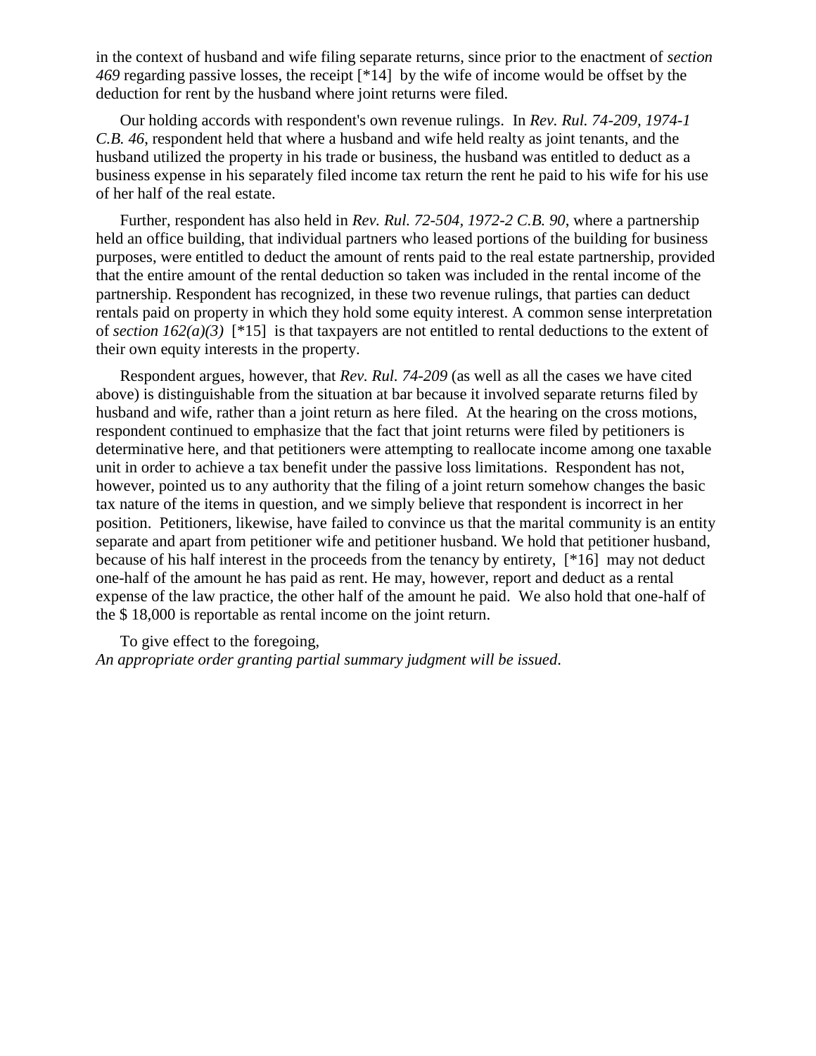in the context of husband and wife filing separate returns, since prior to the enactment of *section 469* regarding passive losses, the receipt [*14] by the wife of income would be offset by the deduction for rent by the husband where joint returns were filed.

Our holding accords with respondent's own revenue rulings. In *Rev. Rul. 74-209, 1974-1 C.B. 46*, respondent held that where a husband and wife held realty as joint tenants, and the husband utilized the property in his trade or business, the husband was entitled to deduct as a business expense in his separately filed income tax return the rent he paid to his wife for his use of her half of the real estate.

Further, respondent has also held in *Rev. Rul. 72-504, 1972-2 C.B. 90*, where a partnership held an office building, that individual partners who leased portions of the building for business purposes, were entitled to deduct the amount of rents paid to the real estate partnership, provided that the entire amount of the rental deduction so taken was included in the rental income of the partnership. Respondent has recognized, in these two revenue rulings, that parties can deduct rentals paid on property in which they hold some equity interest. A common sense interpretation of *section 162(a)(3)* [*15] is that taxpayers are not entitled to rental deductions to the extent of their own equity interests in the property.

Respondent argues, however, that *Rev. Rul. 74-209* (as well as all the cases we have cited above) is distinguishable from the situation at bar because it involved separate returns filed by husband and wife, rather than a joint return as here filed. At the hearing on the cross motions, respondent continued to emphasize that the fact that joint returns were filed by petitioners is determinative here, and that petitioners were attempting to reallocate income among one taxable unit in order to achieve a tax benefit under the passive loss limitations. Respondent has not, however, pointed us to any authority that the filing of a joint return somehow changes the basic tax nature of the items in question, and we simply believe that respondent is incorrect in her position. Petitioners, likewise, have failed to convince us that the marital community is an entity separate and apart from petitioner wife and petitioner husband. We hold that petitioner husband, because of his half interest in the proceeds from the tenancy by entirety, [*16] may not deduct one-half of the amount he has paid as rent. He may, however, report and deduct as a rental expense of the law practice, the other half of the amount he paid. We also hold that one-half of the $ 18,000 is reportable as rental income on the joint return.

To give effect to the foregoing,

*An appropriate order granting partial summary judgment will be issued.*